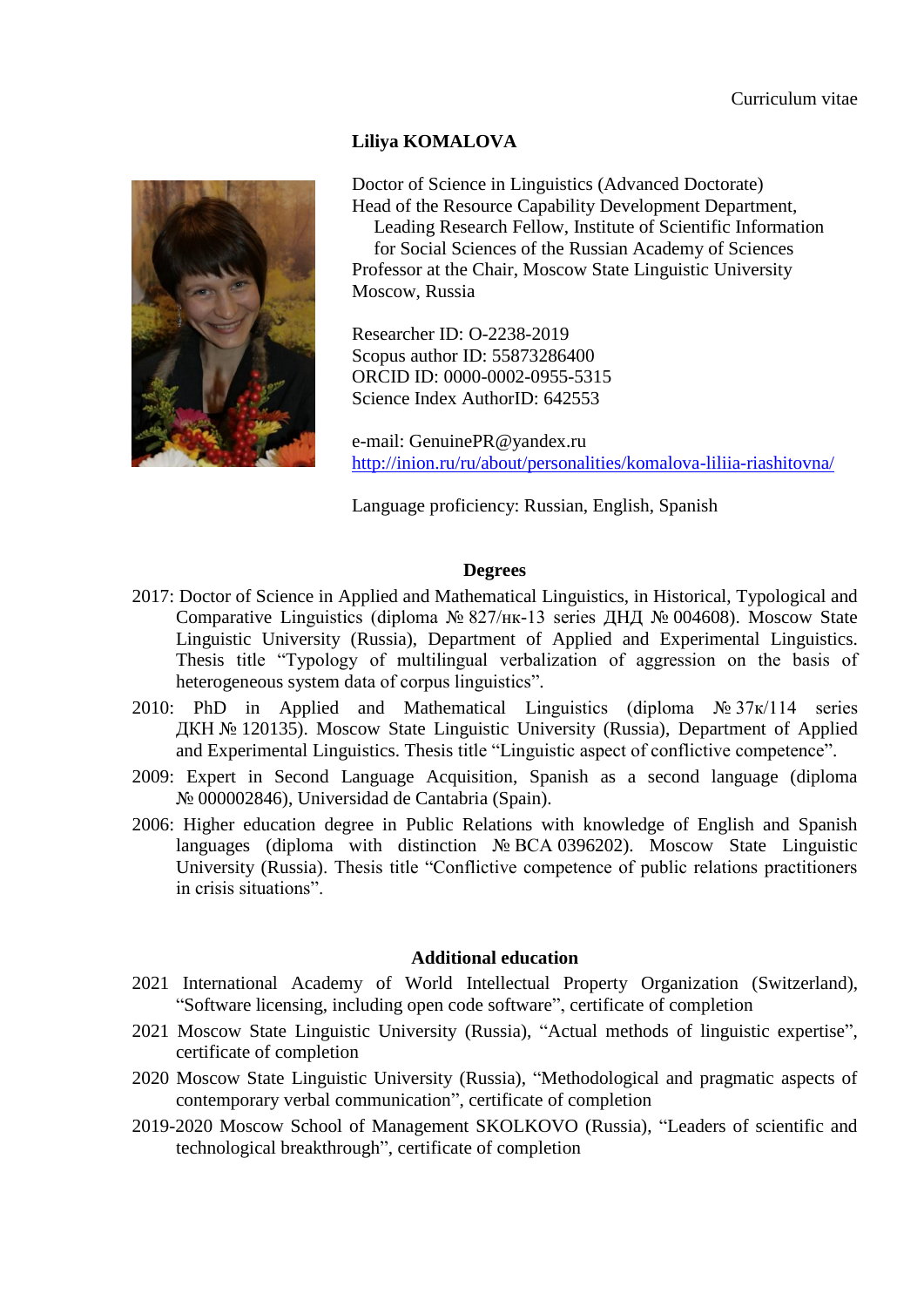Curriculum vitae

**Liliya KOMALOVA**

Doctor of Science in Linguistics (Advanced Doctorate)
Head of the Resource Capability Development Department,
Leading Research Fellow, Institute of Scientific Information for Social Sciences of the Russian Academy of Sciences
Professor at the Chair, Moscow State Linguistic University
Moscow, Russia

Researcher ID: O-2238-2019
Scopus author ID: 55873286400
ORCID ID: 0000-0002-0955-5315
Science Index AuthorID: 642553

e-mail: GenuinePR@yandex.ru
http://inion.ru/ru/about/personalities/komalova-liliia-riashitovna/

Language proficiency: Russian, English, Spanish

## Degrees

2017: Doctor of Science in Applied and Mathematical Linguistics, in Historical, Typological and Comparative Linguistics (diploma № 827/нк-13 series ДНД № 004608). Moscow State Linguistic University (Russia), Department of Applied and Experimental Linguistics. Thesis title "Typology of multilingual verbalization of aggression on the basis of heterogeneous system data of corpus linguistics".

2010: PhD in Applied and Mathematical Linguistics (diploma № 37к/114 series ДКН № 120135). Moscow State Linguistic University (Russia), Department of Applied and Experimental Linguistics. Thesis title "Linguistic aspect of conflictive competence".

2009: Expert in Second Language Acquisition, Spanish as a second language (diploma № 000002846), Universidad de Cantabria (Spain).

2006: Higher education degree in Public Relations with knowledge of English and Spanish languages (diploma with distinction № ВСА 0396202). Moscow State Linguistic University (Russia). Thesis title "Conflictive competence of public relations practitioners in crisis situations".

## Additional education

2021 International Academy of World Intellectual Property Organization (Switzerland), "Software licensing, including open code software", certificate of completion

2021 Moscow State Linguistic University (Russia), "Actual methods of linguistic expertise", certificate of completion

2020 Moscow State Linguistic University (Russia), "Methodological and pragmatic aspects of contemporary verbal communication", certificate of completion

2019-2020 Moscow School of Management SKOLKOVO (Russia), "Leaders of scientific and technological breakthrough", certificate of completion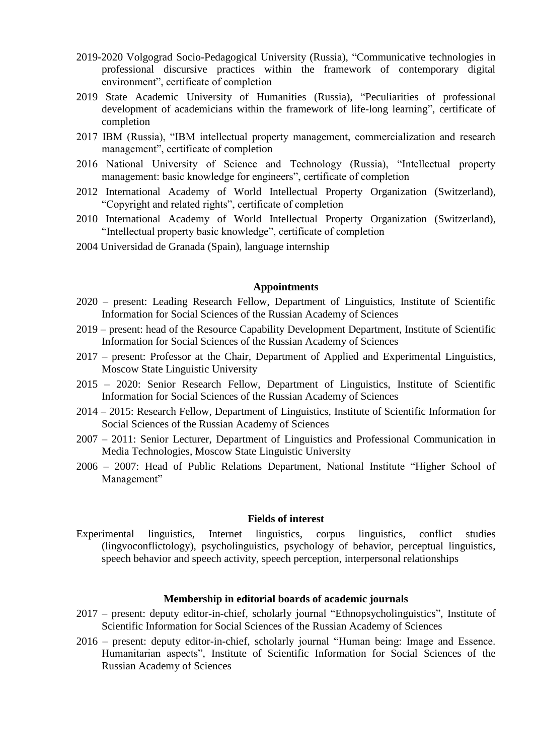2019-2020 Volgograd Socio-Pedagogical University (Russia), "Communicative technologies in professional discursive practices within the framework of contemporary digital environment", certificate of completion

2019 State Academic University of Humanities (Russia), "Peculiarities of professional development of academicians within the framework of life-long learning", certificate of completion

2017 IBM (Russia), "IBM intellectual property management, commercialization and research management", certificate of completion

2016 National University of Science and Technology (Russia), "Intellectual property management: basic knowledge for engineers", certificate of completion

2012 International Academy of World Intellectual Property Organization (Switzerland), "Copyright and related rights", certificate of completion

2010 International Academy of World Intellectual Property Organization (Switzerland), "Intellectual property basic knowledge", certificate of completion

2004 Universidad de Granada (Spain), language internship

**Appointments**

2020 – present: Leading Research Fellow, Department of Linguistics, Institute of Scientific Information for Social Sciences of the Russian Academy of Sciences

2019 – present: head of the Resource Capability Development Department, Institute of Scientific Information for Social Sciences of the Russian Academy of Sciences

2017 – present: Professor at the Chair, Department of Applied and Experimental Linguistics, Moscow State Linguistic University

2015 – 2020: Senior Research Fellow, Department of Linguistics, Institute of Scientific Information for Social Sciences of the Russian Academy of Sciences

2014 – 2015: Research Fellow, Department of Linguistics, Institute of Scientific Information for Social Sciences of the Russian Academy of Sciences

2007 – 2011: Senior Lecturer, Department of Linguistics and Professional Communication in Media Technologies, Moscow State Linguistic University

2006 – 2007: Head of Public Relations Department, National Institute "Higher School of Management"

**Fields of interest**

Experimental linguistics, Internet linguistics, corpus linguistics, conflict studies (lingvoconflictology), psycholinguistics, psychology of behavior, perceptual linguistics, speech behavior and speech activity, speech perception, interpersonal relationships

**Membership in editorial boards of academic journals**

2017 – present: deputy editor-in-chief, scholarly journal "Ethnopsycholinguistics", Institute of Scientific Information for Social Sciences of the Russian Academy of Sciences

2016 – present: deputy editor-in-chief, scholarly journal "Human being: Image and Essence. Humanitarian aspects", Institute of Scientific Information for Social Sciences of the Russian Academy of Sciences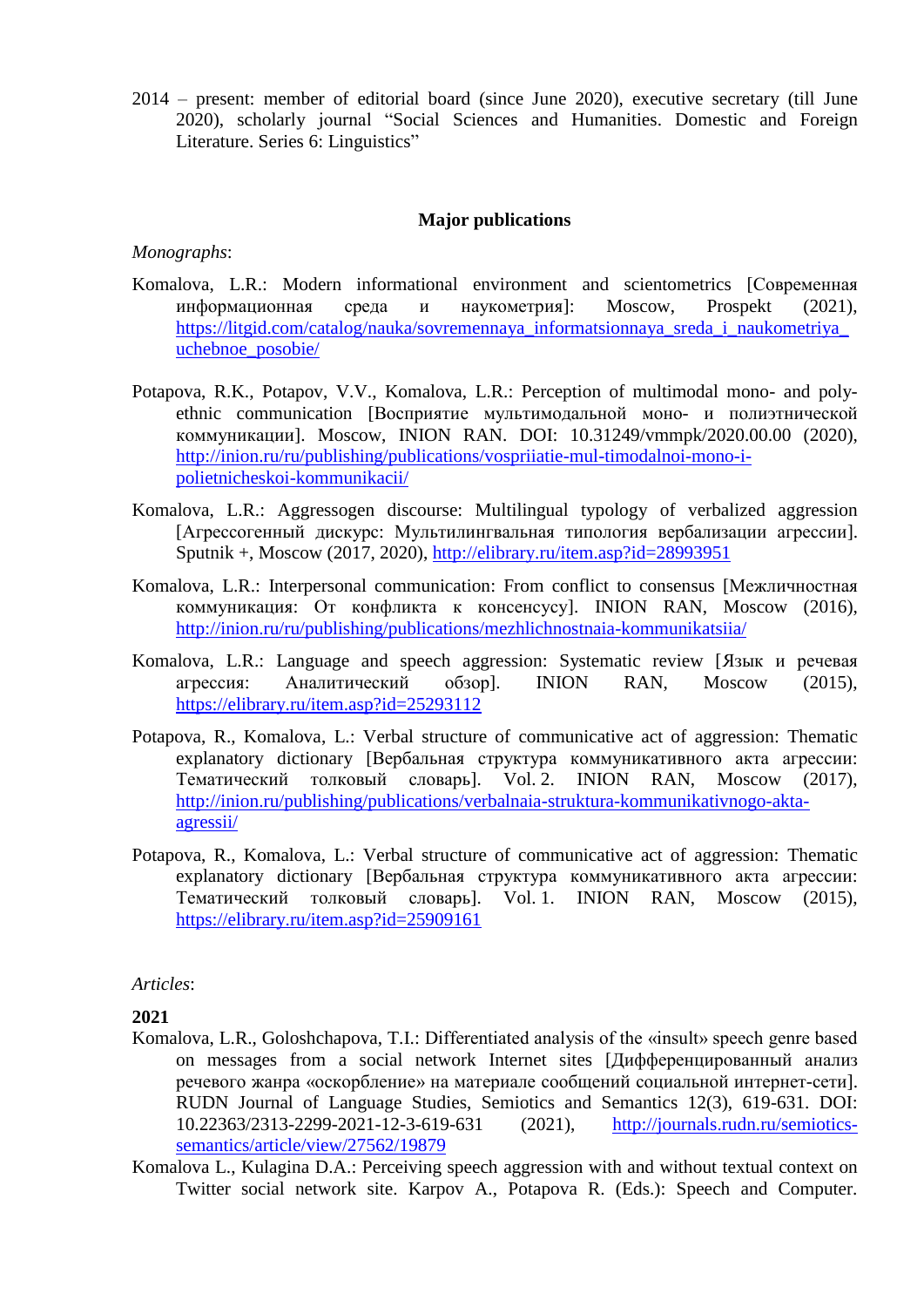2014 – present: member of editorial board (since June 2020), executive secretary (till June 2020), scholarly journal “Social Sciences and Humanities. Domestic and Foreign Literature. Series 6: Linguistics”

**Major publications**

*Monographs*:

Komalova, L.R.: Modern informational environment and scientometrics [Современная информационная среда и наукометрия]: Moscow, Prospekt (2021), https://litgid.com/catalog/nauka/sovremennaya_informatsionnaya_sreda_i_naukometriya_uchebnoe_posobie/

Potapova, R.K., Potapov, V.V., Komalova, L.R.: Perception of multimodal mono- and poly-ethnic communication [Восприятие мультимодальной моно- и полиэтнической коммуникации]. Moscow, INION RAN. DOI: 10.31249/vmmpk/2020.00.00 (2020), http://inion.ru/ru/publishing/publications/vospriiatie-mul-timodalnoi-mono-i-polietnicheskoi-kommunikacii/

Komalova, L.R.: Aggressogen discourse: Multilingual typology of verbalized aggression [Агрессогенный дискурс: Мультилингвальная типология вербализации агрессии]. Sputnik +, Moscow (2017, 2020), http://elibrary.ru/item.asp?id=28993951

Komalova, L.R.: Interpersonal communication: From conflict to consensus [Межличностная коммуникация: От конфликта к консенсусу]. INION RAN, Moscow (2016), http://inion.ru/ru/publishing/publications/mezhlichnostnaia-kommunikatsiia/

Komalova, L.R.: Language and speech aggression: Systematic review [Язык и речевая агрессия: Аналитический обзор]. INION RAN, Moscow (2015), https://elibrary.ru/item.asp?id=25293112

Potapova, R., Komalova, L.: Verbal structure of communicative act of aggression: Thematic explanatory dictionary [Вербальная структура коммуникативного акта агрессии: Тематический толковый словарь]. Vol. 2. INION RAN, Moscow (2017), http://inion.ru/publishing/publications/verbalnaia-struktura-kommunikativnogo-akta-agressii/

Potapova, R., Komalova, L.: Verbal structure of communicative act of aggression: Thematic explanatory dictionary [Вербальная структура коммуникативного акта агрессии: Тематический толковый словарь]. Vol. 1. INION RAN, Moscow (2015), https://elibrary.ru/item.asp?id=25909161

*Articles*:

**2021**

Komalova, L.R., Goloshchapova, T.I.: Differentiated analysis of the «insult» speech genre based on messages from a social network Internet sites [Дифференцированный анализ речевого жанра «оскорбление» на материале сообщений социальной интернет-сети]. RUDN Journal of Language Studies, Semiotics and Semantics 12(3), 619-631. DOI: 10.22363/2313-2299-2021-12-3-619-631 (2021), http://journals.rudn.ru/semiotics-semantics/article/view/27562/19879

Komalova L., Kulagina D.A.: Perceiving speech aggression with and without textual context on Twitter social network site. Karpov A., Potapova R. (Eds.): Speech and Computer.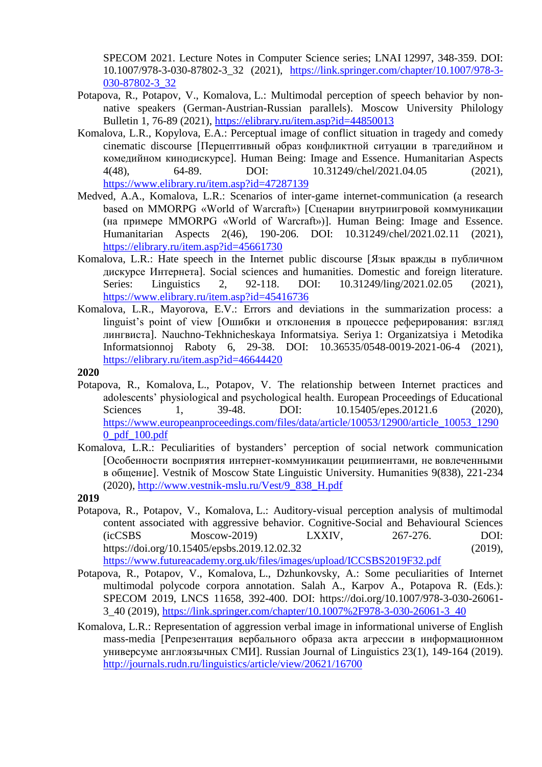SPECOM 2021. Lecture Notes in Computer Science series; LNAI 12997, 348-359. DOI: 10.1007/978-3-030-87802-3_32 (2021), https://link.springer.com/chapter/10.1007/978-3-030-87802-3_32

Potapova, R., Potapov, V., Komalova, L.: Multimodal perception of speech behavior by non-native speakers (German-Austrian-Russian parallels). Moscow University Philology Bulletin 1, 76-89 (2021), https://elibrary.ru/item.asp?id=44850013

Komalova, L.R., Kopylova, E.A.: Perceptual image of conflict situation in tragedy and comedy cinematic discourse [Перцептивный образ конфликтной ситуации в трагедийном и комедийном кинодискурсе]. Human Being: Image and Essence. Humanitarian Aspects 4(48), 64-89. DOI: 10.31249/chel/2021.04.05 (2021), https://www.elibrary.ru/item.asp?id=47287139

Medved, A.A., Komalova, L.R.: Scenarios of inter-game internet-communication (a research based on MMORPG «World of Warcraft») [Сценарии внутриигровой коммуникации (на примере MMORPG «World of Warcraft»)]. Human Being: Image and Essence. Humanitarian Aspects 2(46), 190-206. DOI: 10.31249/chel/2021.02.11 (2021), https://elibrary.ru/item.asp?id=45661730

Komalova, L.R.: Hate speech in the Internet public discourse [Язык вражды в публичном дискурсе Интернета]. Social sciences and humanities. Domestic and foreign literature. Series: Linguistics 2, 92-118. DOI: 10.31249/ling/2021.02.05 (2021), https://www.elibrary.ru/item.asp?id=45416736

Komalova, L.R., Mayorova, E.V.: Errors and deviations in the summarization process: a linguist's point of view [Ошибки и отклонения в процессе реферирования: взгляд лингвиста]. Nauchno-Tekhnicheskaya Informatsiya. Seriya 1: Organizatsiya i Metodika Informatsionnoj Raboty 6, 29-38. DOI: 10.36535/0548-0019-2021-06-4 (2021), https://elibrary.ru/item.asp?id=46644420

**2020**

Potapova, R., Komalova, L., Potapov, V. The relationship between Internet practices and adolescents' physiological and psychological health. European Proceedings of Educational Sciences 1, 39-48. DOI: 10.15405/epes.20121.6 (2020), https://www.europeanproceedings.com/files/data/article/10053/12900/article_10053_12900_pdf_100.pdf

Komalova, L.R.: Peculiarities of bystanders' perception of social network communication [Особенности восприятия интернет-коммуникации реципиентами, не вовлеченными в общение]. Vestnik of Moscow State Linguistic University. Humanities 9(838), 221-234 (2020), http://www.vestnik-mslu.ru/Vest/9_838_H.pdf

**2019**

Potapova, R., Potapov, V., Komalova, L.: Auditory-visual perception analysis of multimodal content associated with aggressive behavior. Cognitive-Social and Behavioural Sciences (icCSBS Moscow-2019) LXXIV, 267-276. DOI: https://doi.org/10.15405/epsbs.2019.12.02.32 (2019), https://www.futureacademy.org.uk/files/images/upload/ICCSBS2019F32.pdf

Potapova, R., Potapov, V., Komalova, L., Dzhunkovsky, A.: Some peculiarities of Internet multimodal polycode corpora annotation. Salah A., Karpov A., Potapova R. (Eds.): SPECOM 2019, LNCS 11658, 392-400. DOI: https://doi.org/10.1007/978-3-030-26061-3_40 (2019), https://link.springer.com/chapter/10.1007%2F978-3-030-26061-3_40

Komalova, L.R.: Representation of aggression verbal image in informational universe of English mass-media [Репрезентация вербального образа акта агрессии в информационном универсуме англоязычных СМИ]. Russian Journal of Linguistics 23(1), 149-164 (2019). http://journals.rudn.ru/linguistics/article/view/20621/16700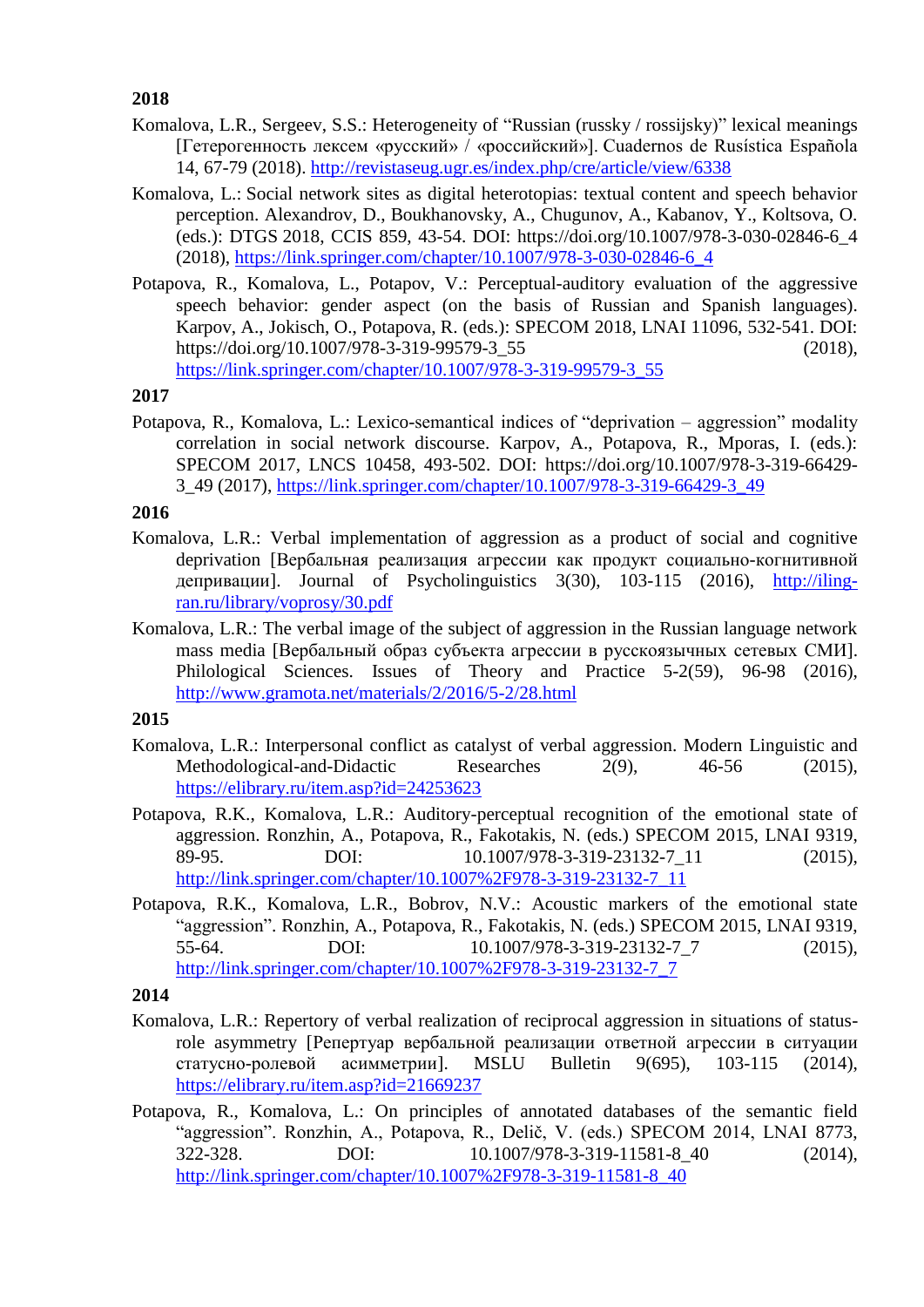**2018**

Komalova, L.R., Sergeev, S.S.: Heterogeneity of “Russian (russky / rossijsky)” lexical meanings [Гетерогенность лексем «русский» / «российский»]. Cuadernos de Rusística Española 14, 67-79 (2018). http://revistaseug.ugr.es/index.php/cre/article/view/6338

Komalova, L.: Social network sites as digital heterotopias: textual content and speech behavior perception. Alexandrov, D., Boukhanovsky, A., Chugunov, A., Kabanov, Y., Koltsova, O. (eds.): DTGS 2018, CCIS 859, 43-54. DOI: https://doi.org/10.1007/978-3-030-02846-6_4 (2018), https://link.springer.com/chapter/10.1007/978-3-030-02846-6_4

Potapova, R., Komalova, L., Potapov, V.: Perceptual-auditory evaluation of the aggressive speech behavior: gender aspect (on the basis of Russian and Spanish languages). Karpov, A., Jokisch, O., Potapova, R. (eds.): SPECOM 2018, LNAI 11096, 532-541. DOI: https://doi.org/10.1007/978-3-319-99579-3_55 (2018), https://link.springer.com/chapter/10.1007/978-3-319-99579-3_55

**2017**

Potapova, R., Komalova, L.: Lexico-semantical indices of “deprivation – aggression” modality correlation in social network discourse. Karpov, A., Potapova, R., Mporas, I. (eds.): SPECOM 2017, LNCS 10458, 493-502. DOI: https://doi.org/10.1007/978-3-319-66429-3_49 (2017), https://link.springer.com/chapter/10.1007/978-3-319-66429-3_49

**2016**

Komalova, L.R.: Verbal implementation of aggression as a product of social and cognitive deprivation [Вербальная реализация агрессии как продукт социально-когнитивной депривации]. Journal of Psycholinguistics 3(30), 103-115 (2016), http://iling-ran.ru/library/voprosy/30.pdf

Komalova, L.R.: The verbal image of the subject of aggression in the Russian language network mass media [Вербальный образ субъекта агрессии в русскоязычных сетевых СМИ]. Philological Sciences. Issues of Theory and Practice 5-2(59), 96-98 (2016), http://www.gramota.net/materials/2/2016/5-2/28.html

**2015**

Komalova, L.R.: Interpersonal conflict as catalyst of verbal aggression. Modern Linguistic and Methodological-and-Didactic Researches 2(9), 46-56 (2015), https://elibrary.ru/item.asp?id=24253623

Potapova, R.K., Komalova, L.R.: Auditory-perceptual recognition of the emotional state of aggression. Ronzhin, A., Potapova, R., Fakotakis, N. (eds.) SPECOM 2015, LNAI 9319, 89-95. DOI: 10.1007/978-3-319-23132-7_11 (2015), http://link.springer.com/chapter/10.1007%2F978-3-319-23132-7_11

Potapova, R.K., Komalova, L.R., Bobrov, N.V.: Acoustic markers of the emotional state “aggression”. Ronzhin, A., Potapova, R., Fakotakis, N. (eds.) SPECOM 2015, LNAI 9319, 55-64. DOI: 10.1007/978-3-319-23132-7_7 (2015), http://link.springer.com/chapter/10.1007%2F978-3-319-23132-7_7

**2014**

Komalova, L.R.: Repertory of verbal realization of reciprocal aggression in situations of status-role asymmetry [Репертуар вербальной реализации ответной агрессии в ситуации статусно-ролевой асимметрии]. MSLU Bulletin 9(695), 103-115 (2014), https://elibrary.ru/item.asp?id=21669237

Potapova, R., Komalova, L.: On principles of annotated databases of the semantic field “aggression”. Ronzhin, A., Potapova, R., Delič, V. (eds.) SPECOM 2014, LNAI 8773, 322-328. DOI: 10.1007/978-3-319-11581-8_40 (2014), http://link.springer.com/chapter/10.1007%2F978-3-319-11581-8_40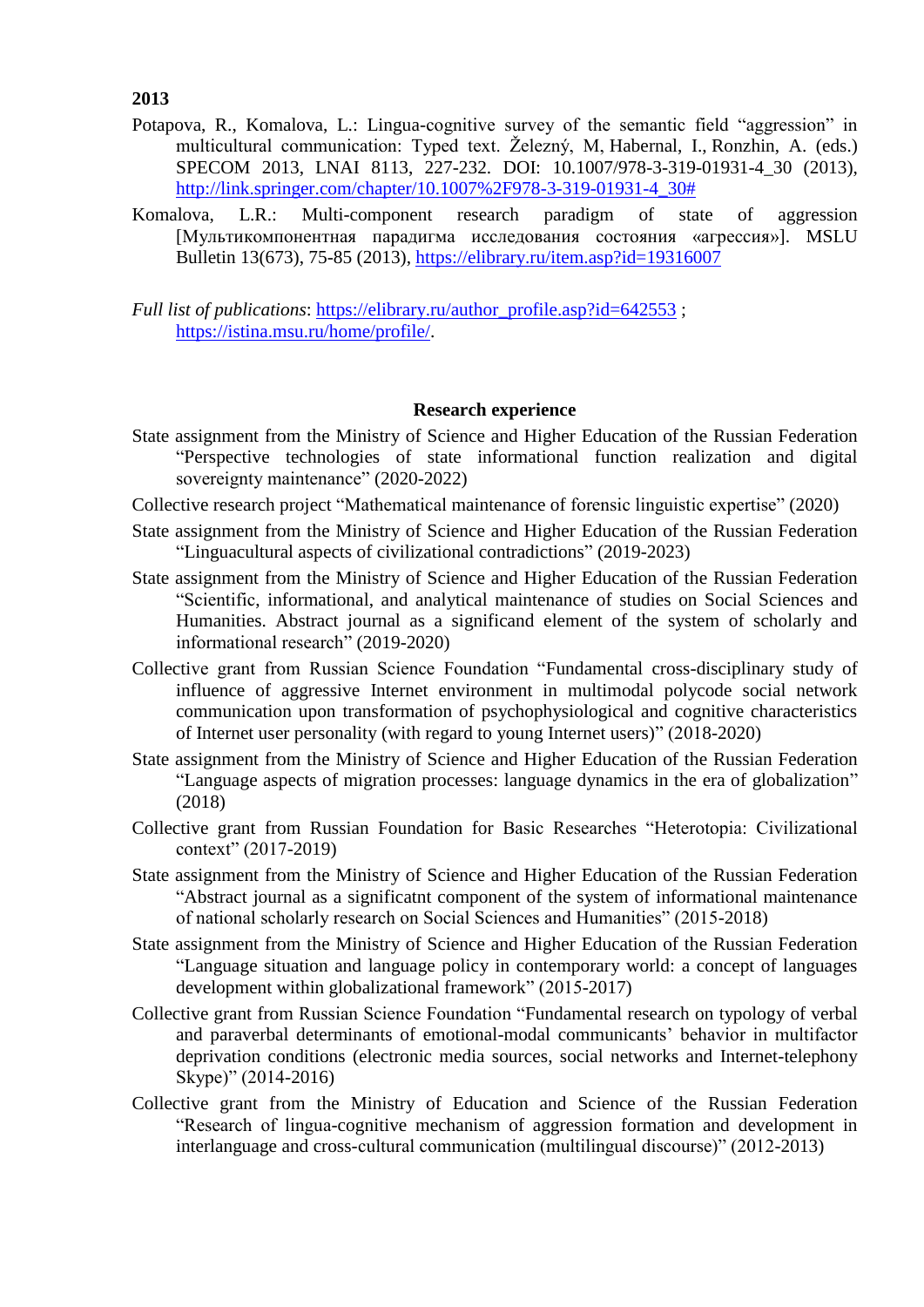**2013**

Potapova, R., Komalova, L.: Lingua-cognitive survey of the semantic field "aggression" in multicultural communication: Typed text. Železný, M, Habernal, I., Ronzhin, A. (eds.) SPECOM 2013, LNAI 8113, 227-232. DOI: 10.1007/978-3-319-01931-4_30 (2013), http://link.springer.com/chapter/10.1007%2F978-3-319-01931-4_30#

Komalova, L.R.: Multi-component research paradigm of state of aggression [Мультикомпонентная парадигма исследования состояния «агрессия»]. MSLU Bulletin 13(673), 75-85 (2013), https://elibrary.ru/item.asp?id=19316007

*Full list of publications*: https://elibrary.ru/author_profile.asp?id=642553 ; https://istina.msu.ru/home/profile/.

## Research experience

State assignment from the Ministry of Science and Higher Education of the Russian Federation "Perspective technologies of state informational function realization and digital sovereignty maintenance" (2020-2022)

Collective research project "Mathematical maintenance of forensic linguistic expertise" (2020)

State assignment from the Ministry of Science and Higher Education of the Russian Federation "Linguacultural aspects of civilizational contradictions" (2019-2023)

State assignment from the Ministry of Science and Higher Education of the Russian Federation "Scientific, informational, and analytical maintenance of studies on Social Sciences and Humanities. Abstract journal as a significand element of the system of scholarly and informational research" (2019-2020)

Collective grant from Russian Science Foundation "Fundamental cross-disciplinary study of influence of aggressive Internet environment in multimodal polycode social network communication upon transformation of psychophysiological and cognitive characteristics of Internet user personality (with regard to young Internet users)" (2018-2020)

State assignment from the Ministry of Science and Higher Education of the Russian Federation "Language aspects of migration processes: language dynamics in the era of globalization" (2018)

Collective grant from Russian Foundation for Basic Researches "Heterotopia: Civilizational context" (2017-2019)

State assignment from the Ministry of Science and Higher Education of the Russian Federation "Abstract journal as a significatnt component of the system of informational maintenance of national scholarly research on Social Sciences and Humanities" (2015-2018)

State assignment from the Ministry of Science and Higher Education of the Russian Federation "Language situation and language policy in contemporary world: a concept of languages development within globalizational framework" (2015-2017)

Collective grant from Russian Science Foundation "Fundamental research on typology of verbal and paraverbal determinants of emotional-modal communicants' behavior in multifactor deprivation conditions (electronic media sources, social networks and Internet-telephony Skype)" (2014-2016)

Collective grant from the Ministry of Education and Science of the Russian Federation "Research of lingua-cognitive mechanism of aggression formation and development in interlanguage and cross-cultural communication (multilingual discourse)" (2012-2013)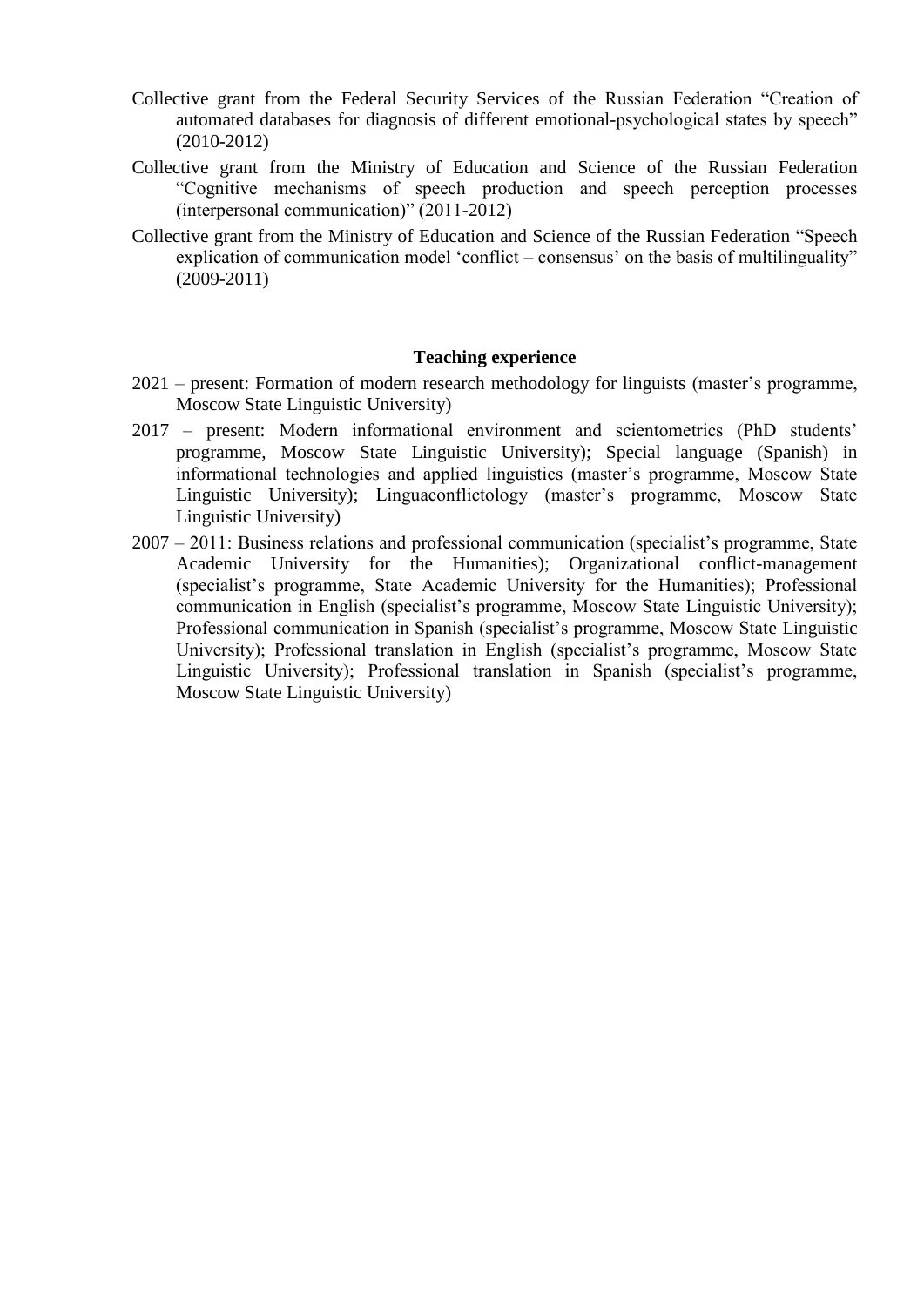Collective grant from the Federal Security Services of the Russian Federation "Creation of automated databases for diagnosis of different emotional-psychological states by speech" (2010-2012)

Collective grant from the Ministry of Education and Science of the Russian Federation "Cognitive mechanisms of speech production and speech perception processes (interpersonal communication)" (2011-2012)

Collective grant from the Ministry of Education and Science of the Russian Federation "Speech explication of communication model 'conflict – consensus' on the basis of multilinguality" (2009-2011)

**Teaching experience**

2021 – present: Formation of modern research methodology for linguists (master's programme, Moscow State Linguistic University)

2017 – present: Modern informational environment and scientometrics (PhD students' programme, Moscow State Linguistic University); Special language (Spanish) in informational technologies and applied linguistics (master's programme, Moscow State Linguistic University); Linguaconflictology (master's programme, Moscow State Linguistic University)

2007 – 2011: Business relations and professional communication (specialist's programme, State Academic University for the Humanities); Organizational conflict-management (specialist's programme, State Academic University for the Humanities); Professional communication in English (specialist's programme, Moscow State Linguistic University); Professional communication in Spanish (specialist's programme, Moscow State Linguistic University); Professional translation in English (specialist's programme, Moscow State Linguistic University); Professional translation in Spanish (specialist's programme, Moscow State Linguistic University)